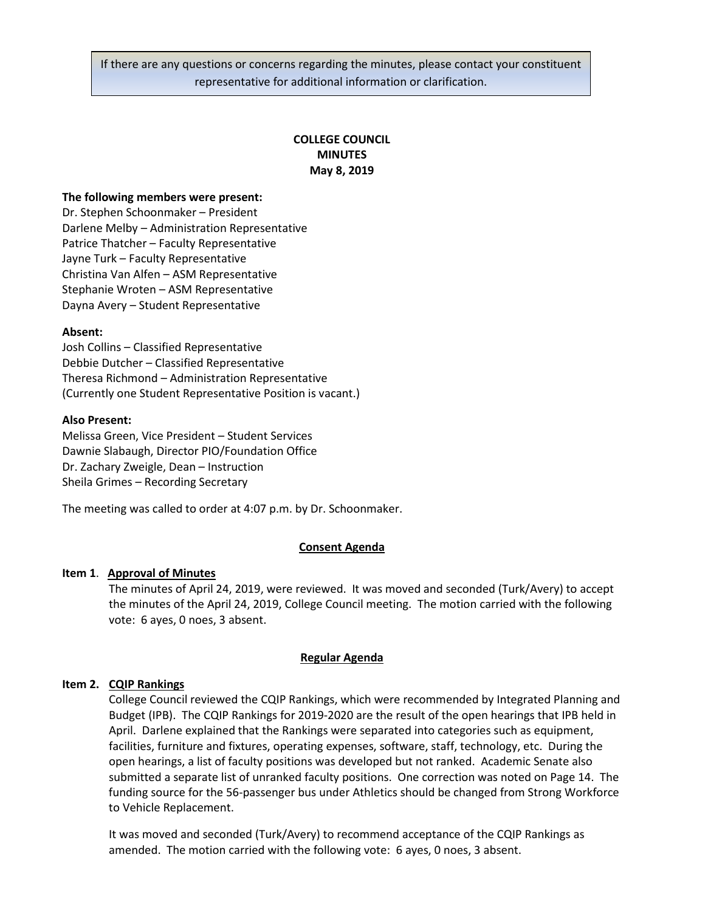If there are any questions or concerns regarding the minutes, please contact your constituent representative for additional information or clarification.

# COLLEGE COUNCIL
# MINUTES
## May 8, 2019

**The following members were present:**

Dr. Stephen Schoonmaker – President
Darlene Melby – Administration Representative
Patrice Thatcher – Faculty Representative
Jayne Turk – Faculty Representative
Christina Van Alfen – ASM Representative
Stephanie Wroten – ASM Representative
Dayna Avery – Student Representative

**Absent:**

Josh Collins – Classified Representative
Debbie Dutcher – Classified Representative
Theresa Richmond – Administration Representative
(Currently one Student Representative Position is vacant.)

**Also Present:**

Melissa Green, Vice President – Student Services
Dawnie Slabaugh, Director PIO/Foundation Office
Dr. Zachary Zweigle, Dean – Instruction
Sheila Grimes – Recording Secretary

The meeting was called to order at 4:07 p.m. by Dr. Schoonmaker.

### Consent Agenda

**Item 1. Approval of Minutes**

The minutes of April 24, 2019, were reviewed. It was moved and seconded (Turk/Avery) to accept the minutes of the April 24, 2019, College Council meeting. The motion carried with the following vote: 6 ayes, 0 noes, 3 absent.

### Regular Agenda

**Item 2. CQIP Rankings**

College Council reviewed the CQIP Rankings, which were recommended by Integrated Planning and Budget (IPB). The CQIP Rankings for 2019-2020 are the result of the open hearings that IPB held in April. Darlene explained that the Rankings were separated into categories such as equipment, facilities, furniture and fixtures, operating expenses, software, staff, technology, etc. During the open hearings, a list of faculty positions was developed but not ranked. Academic Senate also submitted a separate list of unranked faculty positions. One correction was noted on Page 14. The funding source for the 56-passenger bus under Athletics should be changed from Strong Workforce to Vehicle Replacement.

It was moved and seconded (Turk/Avery) to recommend acceptance of the CQIP Rankings as amended. The motion carried with the following vote: 6 ayes, 0 noes, 3 absent.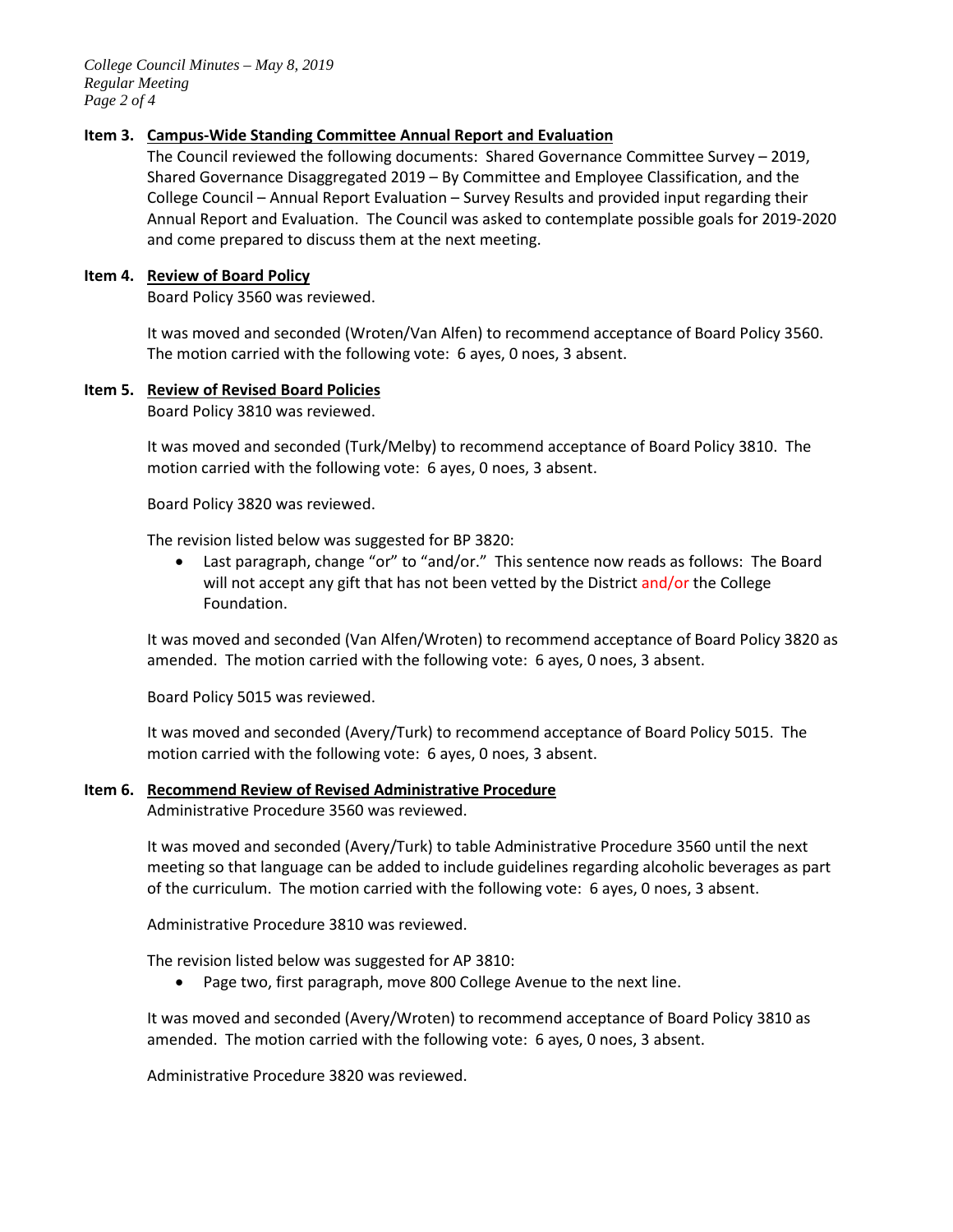**Item 3. Campus-Wide Standing Committee Annual Report and Evaluation**

The Council reviewed the following documents: Shared Governance Committee Survey – 2019, Shared Governance Disaggregated 2019 – By Committee and Employee Classification, and the College Council – Annual Report Evaluation – Survey Results and provided input regarding their Annual Report and Evaluation. The Council was asked to contemplate possible goals for 2019-2020 and come prepared to discuss them at the next meeting.

**Item 4. Review of Board Policy**

Board Policy 3560 was reviewed.

It was moved and seconded (Wroten/Van Alfen) to recommend acceptance of Board Policy 3560. The motion carried with the following vote: 6 ayes, 0 noes, 3 absent.

**Item 5. Review of Revised Board Policies**

Board Policy 3810 was reviewed.

It was moved and seconded (Turk/Melby) to recommend acceptance of Board Policy 3810. The motion carried with the following vote: 6 ayes, 0 noes, 3 absent.

Board Policy 3820 was reviewed.

The revision listed below was suggested for BP 3820:

- Last paragraph, change "or" to "and/or." This sentence now reads as follows: The Board will not accept any gift that has not been vetted by the District and/or the College Foundation.

It was moved and seconded (Van Alfen/Wroten) to recommend acceptance of Board Policy 3820 as amended. The motion carried with the following vote: 6 ayes, 0 noes, 3 absent.

Board Policy 5015 was reviewed.

It was moved and seconded (Avery/Turk) to recommend acceptance of Board Policy 5015. The motion carried with the following vote: 6 ayes, 0 noes, 3 absent.

**Item 6. Recommend Review of Revised Administrative Procedure**

Administrative Procedure 3560 was reviewed.

It was moved and seconded (Avery/Turk) to table Administrative Procedure 3560 until the next meeting so that language can be added to include guidelines regarding alcoholic beverages as part of the curriculum. The motion carried with the following vote: 6 ayes, 0 noes, 3 absent.

Administrative Procedure 3810 was reviewed.

The revision listed below was suggested for AP 3810:

- Page two, first paragraph, move 800 College Avenue to the next line.

It was moved and seconded (Avery/Wroten) to recommend acceptance of Board Policy 3810 as amended. The motion carried with the following vote: 6 ayes, 0 noes, 3 absent.

Administrative Procedure 3820 was reviewed.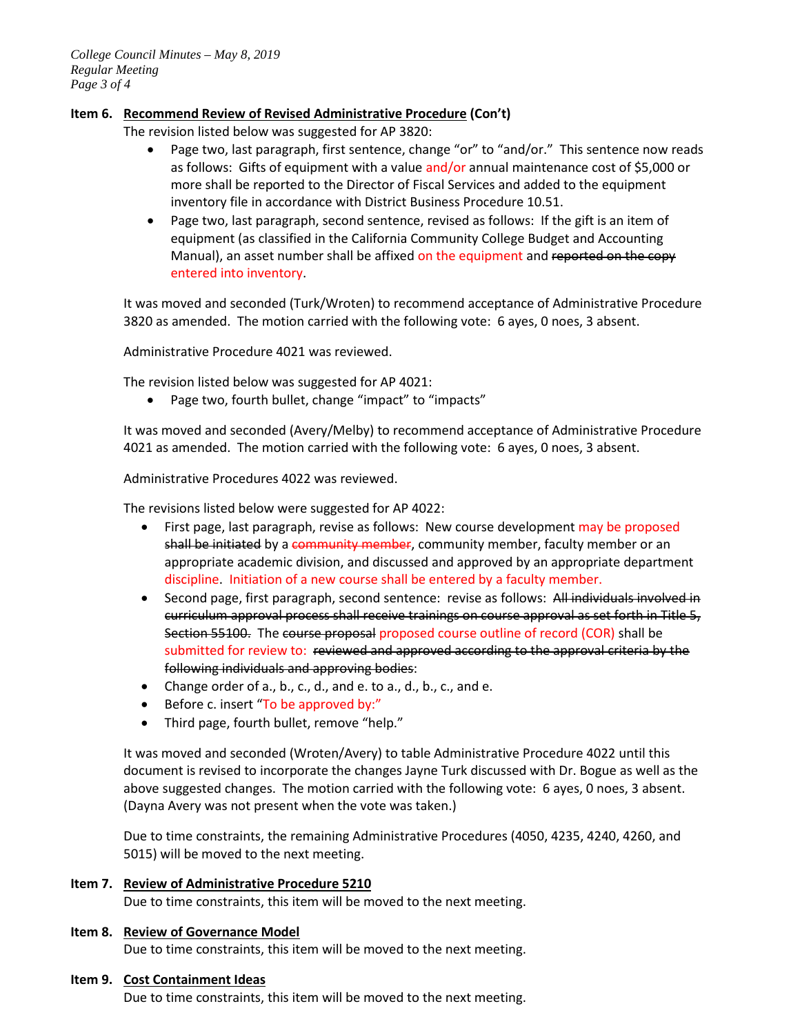**Item 6. Recommend Review of Revised Administrative Procedure (Con't)**

The revision listed below was suggested for AP 3820:

- Page two, last paragraph, first sentence, change "or" to "and/or." This sentence now reads as follows: Gifts of equipment with a value and/or annual maintenance cost of $5,000 or more shall be reported to the Director of Fiscal Services and added to the equipment inventory file in accordance with District Business Procedure 10.51.
- Page two, last paragraph, second sentence, revised as follows: If the gift is an item of equipment (as classified in the California Community College Budget and Accounting Manual), an asset number shall be affixed on the equipment and ~~reported on the copy~~ entered into inventory.

It was moved and seconded (Turk/Wroten) to recommend acceptance of Administrative Procedure 3820 as amended. The motion carried with the following vote: 6 ayes, 0 noes, 3 absent.

Administrative Procedure 4021 was reviewed.

The revision listed below was suggested for AP 4021:

- Page two, fourth bullet, change "impact" to "impacts"

It was moved and seconded (Avery/Melby) to recommend acceptance of Administrative Procedure 4021 as amended. The motion carried with the following vote: 6 ayes, 0 noes, 3 absent.

Administrative Procedures 4022 was reviewed.

The revisions listed below were suggested for AP 4022:

- First page, last paragraph, revise as follows: New course development may be proposed ~~shall be initiated~~ by a ~~community member~~, community member, faculty member or an appropriate academic division, and discussed and approved by an appropriate department discipline. Initiation of a new course shall be entered by a faculty member.
- Second page, first paragraph, second sentence: revise as follows: ~~All individuals involved in curriculum approval process shall receive trainings on course approval as set forth in Title 5, Section 55100.~~ The ~~course proposal~~ proposed course outline of record (COR) shall be submitted for review to: ~~reviewed and approved according to the approval criteria by the following individuals and approving bodies~~:
- Change order of a., b., c., d., and e. to a., d., b., c., and e.
- Before c. insert "To be approved by:"
- Third page, fourth bullet, remove "help."

It was moved and seconded (Wroten/Avery) to table Administrative Procedure 4022 until this document is revised to incorporate the changes Jayne Turk discussed with Dr. Bogue as well as the above suggested changes. The motion carried with the following vote: 6 ayes, 0 noes, 3 absent. (Dayna Avery was not present when the vote was taken.)

Due to time constraints, the remaining Administrative Procedures (4050, 4235, 4240, 4260, and 5015) will be moved to the next meeting.

**Item 7. Review of Administrative Procedure 5210**

Due to time constraints, this item will be moved to the next meeting.

**Item 8. Review of Governance Model**

Due to time constraints, this item will be moved to the next meeting.

**Item 9. Cost Containment Ideas**

Due to time constraints, this item will be moved to the next meeting.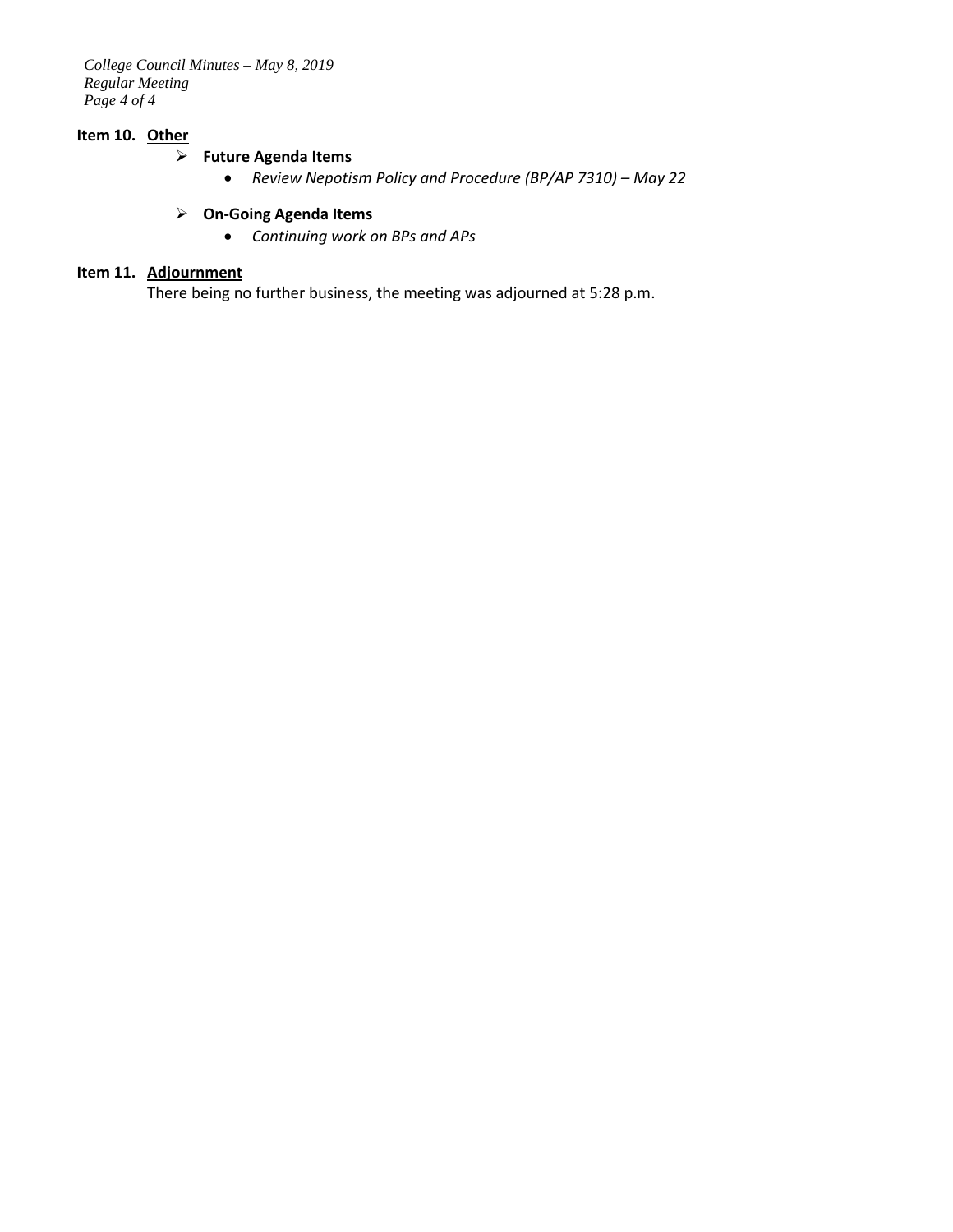**Item 10. Other**

- **Future Agenda Items**
  - *Review Nepotism Policy and Procedure (BP/AP 7310) – May 22*

- **On-Going Agenda Items**
  - *Continuing work on BPs and APs*

**Item 11. Adjournment**

There being no further business, the meeting was adjourned at 5:28 p.m.